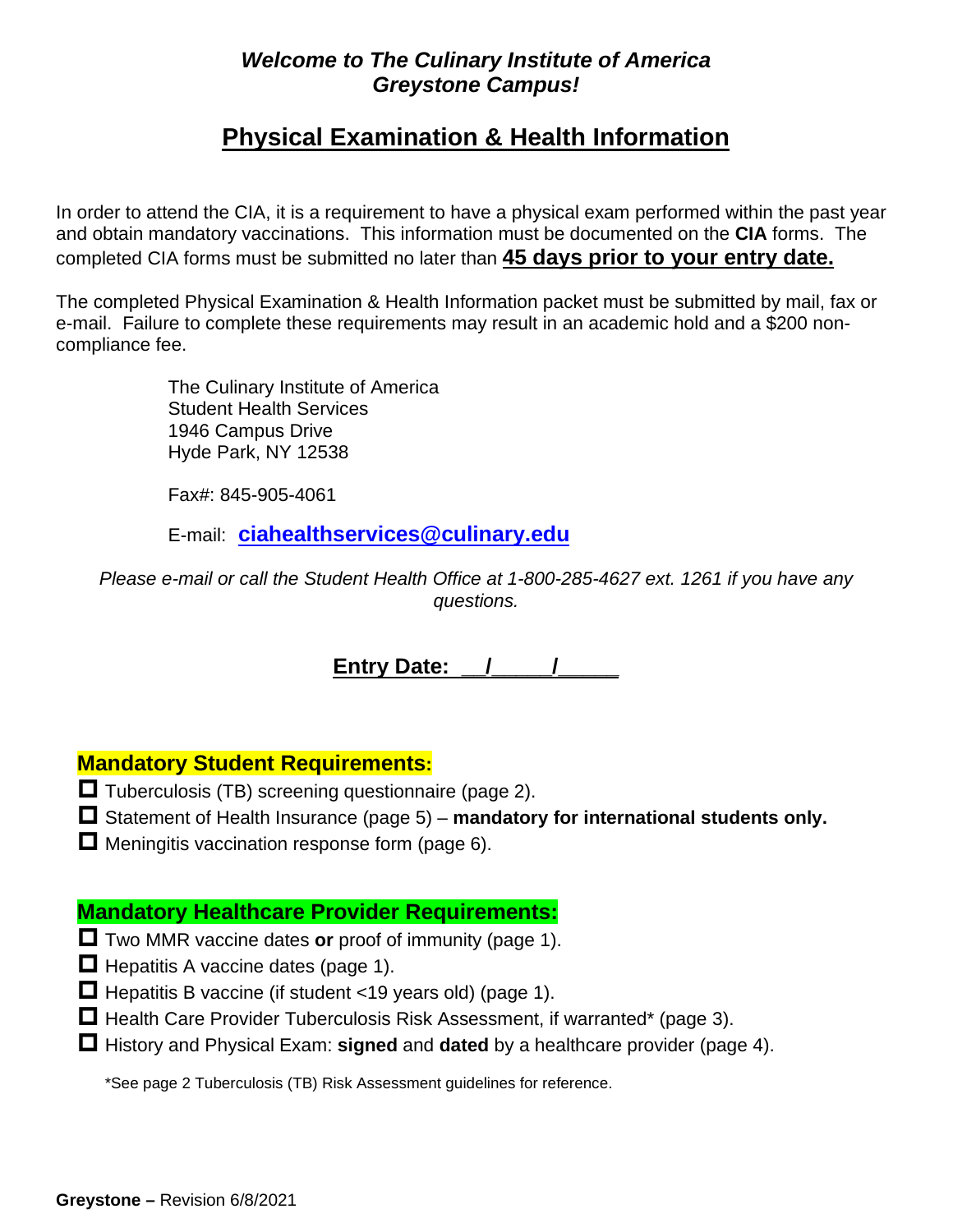***Welcome to The Culinary Institute of America***
***Greystone Campus!***

# Physical Examination & Health Information

In order to attend the CIA, it is a requirement to have a physical exam performed within the past year and obtain mandatory vaccinations. This information must be documented on the **CIA** forms. The completed CIA forms must be submitted no later than **45 days prior to your entry date.**

The completed Physical Examination & Health Information packet must be submitted by mail, fax or e-mail. Failure to complete these requirements may result in an academic hold and a $200 non-compliance fee.

The Culinary Institute of America
Student Health Services
1946 Campus Drive
Hyde Park, NY 12538

Fax#: 845-905-4061

E-mail: **ciahealthservices@culinary.edu**

*Please e-mail or call the Student Health Office at 1-800-285-4627 ext. 1261 if you have any questions.*

**Entry Date: __/_____/_____**

## Mandatory Student Requirements:

- ☐ Tuberculosis (TB) screening questionnaire (page 2).
- ☐ Statement of Health Insurance (page 5) – **mandatory for international students only.**
- ☐ Meningitis vaccination response form (page 6).

## Mandatory Healthcare Provider Requirements:

- ☐ Two MMR vaccine dates **or** proof of immunity (page 1).
- ☐ Hepatitis A vaccine dates (page 1).
- ☐ Hepatitis B vaccine (if student <19 years old) (page 1).
- ☐ Health Care Provider Tuberculosis Risk Assessment, if warranted* (page 3).
- ☐ History and Physical Exam: **signed** and **dated** by a healthcare provider (page 4).

*See page 2 Tuberculosis (TB) Risk Assessment guidelines for reference.

**Greystone –** Revision 6/8/2021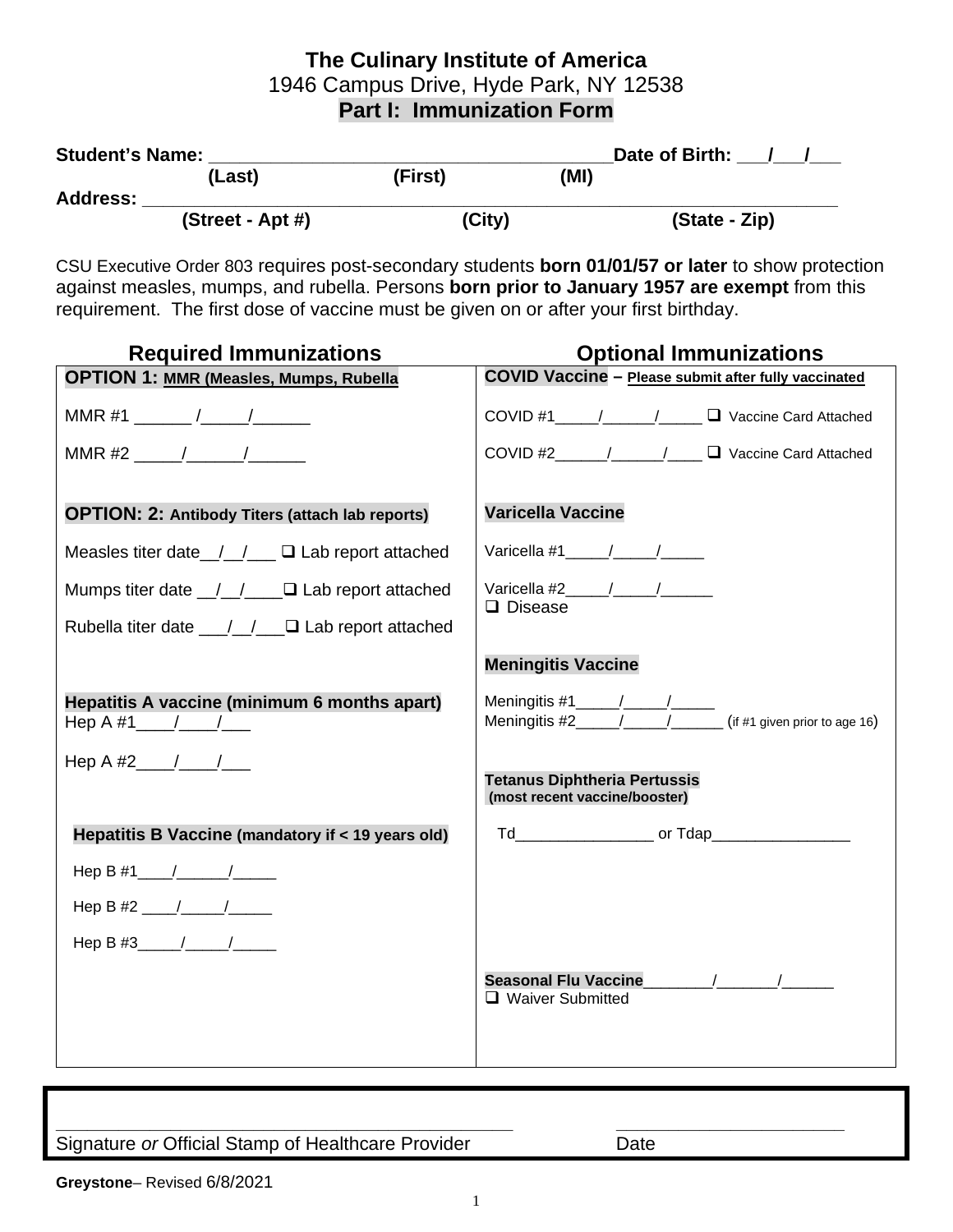# The Culinary Institute of America

1946 Campus Drive, Hyde Park, NY 12538

## Part I: Immunization Form

**Student's Name:** ______________________________________ **Date of Birth:** ___/___/___

**(Last) (First) (MI)**

**Address:** ____________________________________________________________

**(Street - Apt #) (City) (State - Zip)**

CSU Executive Order 803 requires post-secondary students **born 01/01/57 or later** to show protection against measles, mumps, and rubella. Persons **born prior to January 1957 are exempt** from this requirement. The first dose of vaccine must be given on or after your first birthday.

| Required Immunizations | Optional Immunizations |
|---|---|
| **OPTION 1: MMR (Measles, Mumps, Rubella** | **COVID Vaccine – Please submit after fully vaccinated** |
| MMR #1 ______ /_____/______ | COVID #1_____/______/_____ ❑ Vaccine Card Attached |
| MMR #2 _____/______/______ | COVID #2______/______/____ ❑ Vaccine Card Attached |
| **OPTION: 2: Antibody Titers (attach lab reports)** | **Varicella Vaccine** |
| Measles titer date__/__/___ ❑ Lab report attached | Varicella #1_____/_____/_____ |
| Mumps titer date __/__/____ ❑ Lab report attached | Varicella #2_____/_____/______ ❑ Disease |
| Rubella titer date ___/__/___ ❑ Lab report attached | |
| | **Meningitis Vaccine** |
| **Hepatitis A vaccine (minimum 6 months apart)** Hep A #1____/____/___ | Meningitis #1_____/_____/_____ Meningitis #2_____/_____/______ (if #1 given prior to age 16) |
| Hep A #2____/____/___ | **Tetanus Diphtheria Pertussis (most recent vaccine/booster)** |
| **Hepatitis B Vaccine (mandatory if < 19 years old)** | Td________________ or Tdap________________ |
| Hep B #1____/______/_____ | |
| Hep B #2 ____/_____/_____ | |
| Hep B #3_____/_____/_____ | |
| | **Seasonal Flu Vaccine**________/_______/______ ❑ Waiver Submitted |

_____________________________________________ ________________________

Signature *or* Official Stamp of Healthcare Provider Date

**Greystone**– Revised 6/8/2021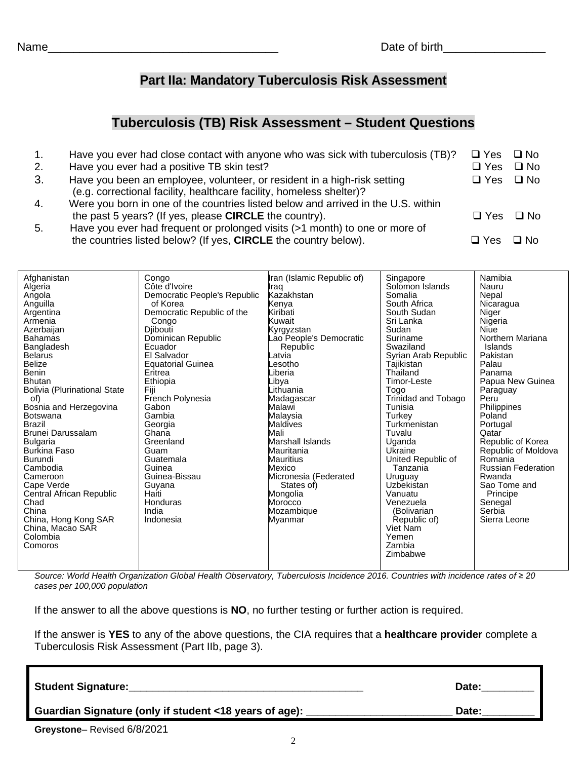Name____________________________________ Date of birth________________

## Part IIa: Mandatory Tuberculosis Risk Assessment

## Tuberculosis (TB) Risk Assessment – Student Questions

1. Have you ever had close contact with anyone who was sick with tuberculosis (TB)? ❑ Yes ❑ No
2. Have you ever had a positive TB skin test? ❑ Yes ❑ No
3. Have you been an employee, volunteer, or resident in a high-risk setting (e.g. correctional facility, healthcare facility, homeless shelter)? ❑ Yes ❑ No
4. Were you born in one of the countries listed below and arrived in the U.S. within the past 5 years? (If yes, please **CIRCLE** the country). ❑ Yes ❑ No
5. Have you ever had frequent or prolonged visits (>1 month) to one or more of the countries listed below? (If yes, **CIRCLE** the country below). ❑ Yes ❑ No

| | | | | |
|---|---|---|---|---|
| Afghanistan<br>Algeria<br>Angola<br>Anguilla<br>Argentina<br>Armenia<br>Azerbaijan<br>Bahamas<br>Bangladesh<br>Belarus<br>Belize<br>Benin<br>Bhutan<br>Bolivia (Plurinational State of)<br>Bosnia and Herzegovina<br>Botswana<br>Brazil<br>Brunei Darussalam<br>Bulgaria<br>Burkina Faso<br>Burundi<br>Cambodia<br>Cameroon<br>Cape Verde<br>Central African Republic<br>Chad<br>China<br>China, Hong Kong SAR<br>China, Macao SAR<br>Colombia<br>Comoros | Congo<br>Côte d'Ivoire<br>Democratic People's Republic of Korea<br>Democratic Republic of the Congo<br>Djibouti<br>Dominican Republic<br>Ecuador<br>El Salvador<br>Equatorial Guinea<br>Eritrea<br>Ethiopia<br>Fiji<br>French Polynesia<br>Gabon<br>Gambia<br>Georgia<br>Ghana<br>Greenland<br>Guam<br>Guatemala<br>Guinea<br>Guinea-Bissau<br>Guyana<br>Haiti<br>Honduras<br>India<br>Indonesia | Iran (Islamic Republic of)<br>Iraq<br>Kazakhstan<br>Kenya<br>Kiribati<br>Kuwait<br>Kyrgyzstan<br>Lao People's Democratic Republic<br>Latvia<br>Lesotho<br>Liberia<br>Libya<br>Lithuania<br>Madagascar<br>Malawi<br>Malaysia<br>Maldives<br>Mali<br>Marshall Islands<br>Mauritania<br>Mauritius<br>Mexico<br>Micronesia (Federated States of)<br>Mongolia<br>Morocco<br>Mozambique<br>Myanmar | Singapore<br>Solomon Islands<br>Somalia<br>South Africa<br>South Sudan<br>Sri Lanka<br>Sudan<br>Suriname<br>Swaziland<br>Syrian Arab Republic<br>Tajikistan<br>Thailand<br>Timor-Leste<br>Togo<br>Trinidad and Tobago<br>Tunisia<br>Turkey<br>Turkmenistan<br>Tuvalu<br>Uganda<br>Ukraine<br>United Republic of Tanzania<br>Uruguay<br>Uzbekistan<br>Vanuatu<br>Venezuela (Bolivarian Republic of)<br>Viet Nam<br>Yemen<br>Zambia<br>Zimbabwe | Namibia<br>Nauru<br>Nepal<br>Nicaragua<br>Niger<br>Nigeria<br>Niue<br>Northern Mariana Islands<br>Pakistan<br>Palau<br>Panama<br>Papua New Guinea<br>Paraguay<br>Peru<br>Philippines<br>Poland<br>Portugal<br>Qatar<br>Republic of Korea<br>Republic of Moldova<br>Romania<br>Russian Federation<br>Rwanda<br>Sao Tome and Principe<br>Senegal<br>Serbia<br>Sierra Leone |

*Source: World Health Organization Global Health Observatory, Tuberculosis Incidence 2016. Countries with incidence rates of ≥ 20 cases per 100,000 population*

If the answer to all the above questions is **NO**, no further testing or further action is required.

If the answer is **YES** to any of the above questions, the CIA requires that a **healthcare provider** complete a Tuberculosis Risk Assessment (Part IIb, page 3).

**Student Signature:**___________________________________________ **Date:**_________

**Guardian Signature (only if student <18 years of age):** _________________________ **Date:**_________

**Greystone**– Revised 6/8/2021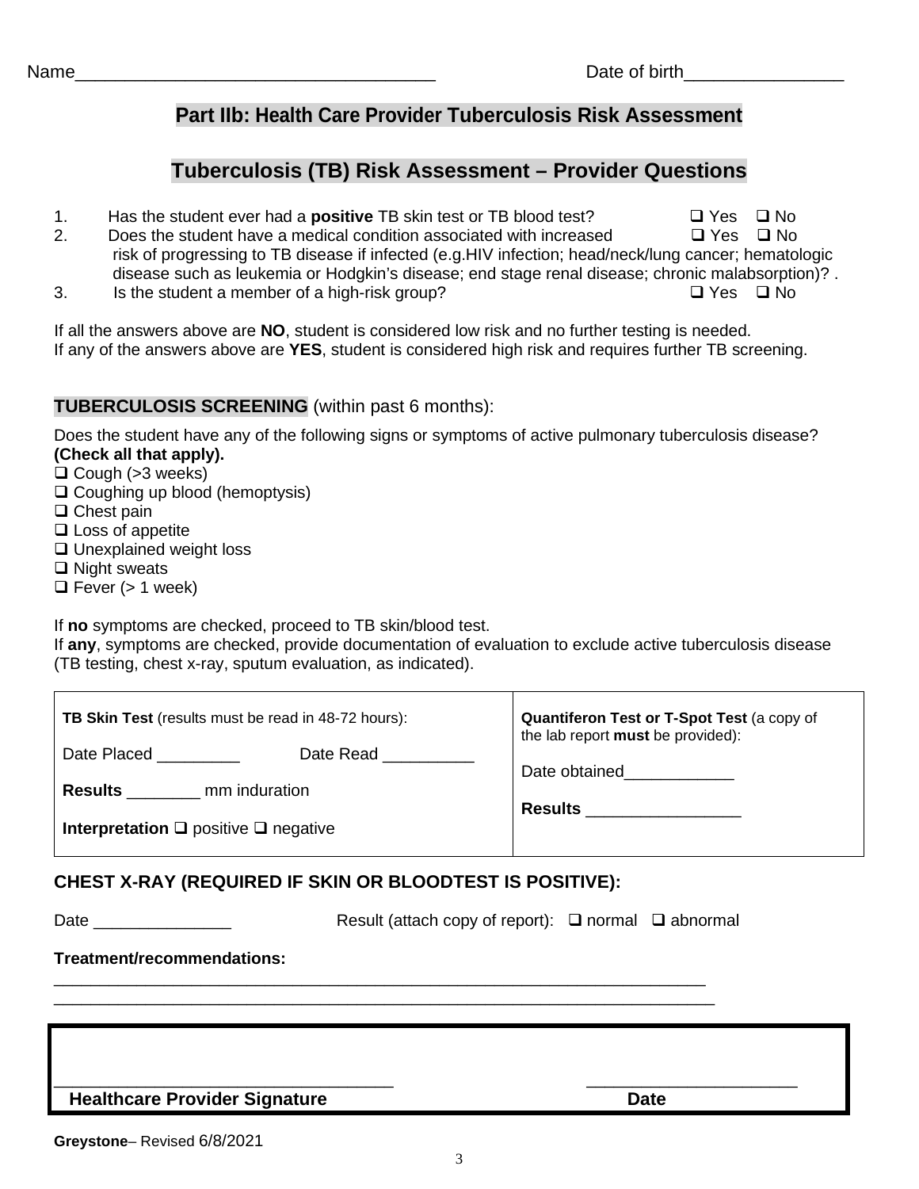Name___________________________________ Date of birth________________

## Part IIb: Health Care Provider Tuberculosis Risk Assessment

## Tuberculosis (TB) Risk Assessment – Provider Questions

1. Has the student ever had a **positive** TB skin test or TB blood test? ❑ Yes ❑ No
2. Does the student have a medical condition associated with increased risk of progressing to TB disease if infected (e.g.HIV infection; head/neck/lung cancer; hematologic disease such as leukemia or Hodgkin's disease; end stage renal disease; chronic malabsorption)? . ❑ Yes ❑ No
3. Is the student a member of a high-risk group? ❑ Yes ❑ No

If all the answers above are **NO**, student is considered low risk and no further testing is needed.
If any of the answers above are **YES**, student is considered high risk and requires further TB screening.

**TUBERCULOSIS SCREENING** (within past 6 months):

Does the student have any of the following signs or symptoms of active pulmonary tuberculosis disease? **(Check all that apply).**

❑ Cough (>3 weeks)
❑ Coughing up blood (hemoptysis)
❑ Chest pain
❑ Loss of appetite
❑ Unexplained weight loss
❑ Night sweats
❑ Fever (> 1 week)

If **no** symptoms are checked, proceed to TB skin/blood test.
If **any**, symptoms are checked, provide documentation of evaluation to exclude active tuberculosis disease (TB testing, chest x-ray, sputum evaluation, as indicated).

| **TB Skin Test** (results must be read in 48-72 hours): | **Quantiferon Test or T-Spot Test** (a copy of the lab report **must** be provided): |
|---|---|
| Date Placed _________ Date Read __________ | Date obtained____________ |
| **Results** ________ mm induration | **Results** _________________ |
| **Interpretation** ❑ positive ❑ negative | |

### CHEST X-RAY (REQUIRED IF SKIN OR BLOODTEST IS POSITIVE):

Date _______________ Result (attach copy of report): ❑ normal ❑ abnormal

**Treatment/recommendations:**

_________________________________________________________________________
_________________________________________________________________________

____________________________________ ______________________
**Healthcare Provider Signature** **Date**

**Greystone**– Revised 6/8/2021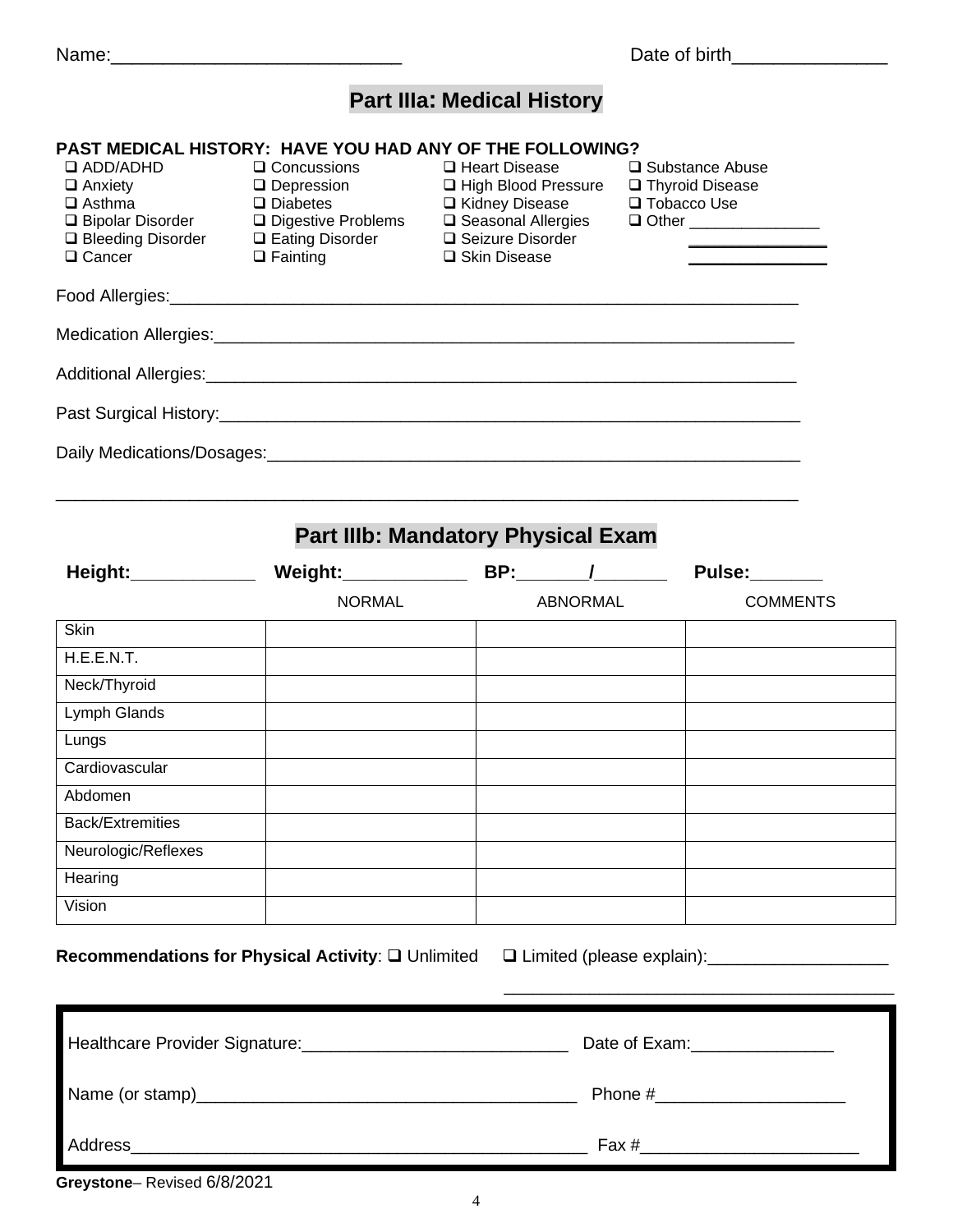Name:____________________________ Date of birth_______________

## Part IIIa: Medical History

**PAST MEDICAL HISTORY: HAVE YOU HAD ANY OF THE FOLLOWING?**

| | | | |
|---|---|---|---|
| ❑ ADD/ADHD | ❑ Concussions | ❑ Heart Disease | ❑ Substance Abuse |
| ❑ Anxiety | ❑ Depression | ❑ High Blood Pressure | ❑ Thyroid Disease |
| ❑ Asthma | ❑ Diabetes | ❑ Kidney Disease | ❑ Tobacco Use |
| ❑ Bipolar Disorder | ❑ Digestive Problems | ❑ Seasonal Allergies | ❑ Other _______________ |
| ❑ Bleeding Disorder | ❑ Eating Disorder | ❑ Seizure Disorder | _______________ |
| ❑ Cancer | ❑ Fainting | ❑ Skin Disease | _______________ |

Food Allergies:_________________________________________________________________

Medication Allergies:_____________________________________________________________

Additional Allergies:_____________________________________________________________

Past Surgical History:____________________________________________________________

Daily Medications/Dosages:_______________________________________________________

_____________________________________________________________________________

## Part IIIb: Mandatory Physical Exam

**Height:**____________ **Weight:**____________ **BP:**_______/_______ **Pulse:**_______

| | NORMAL | ABNORMAL | COMMENTS |
|---|---|---|---|
| Skin | | | |
| H.E.E.N.T. | | | |
| Neck/Thyroid | | | |
| Lymph Glands | | | |
| Lungs | | | |
| Cardiovascular | | | |
| Abdomen | | | |
| Back/Extremities | | | |
| Neurologic/Reflexes | | | |
| Hearing | | | |
| Vision | | | |

**Recommendations for Physical Activity**: ❑ Unlimited ❑ Limited (please explain):___________________

_______________________________________

Healthcare Provider Signature:____________________________ Date of Exam:_______________

Name (or stamp)________________________________________ Phone #____________________

Address_________________________________________________ Fax #_______________________

**Greystone**– Revised 6/8/2021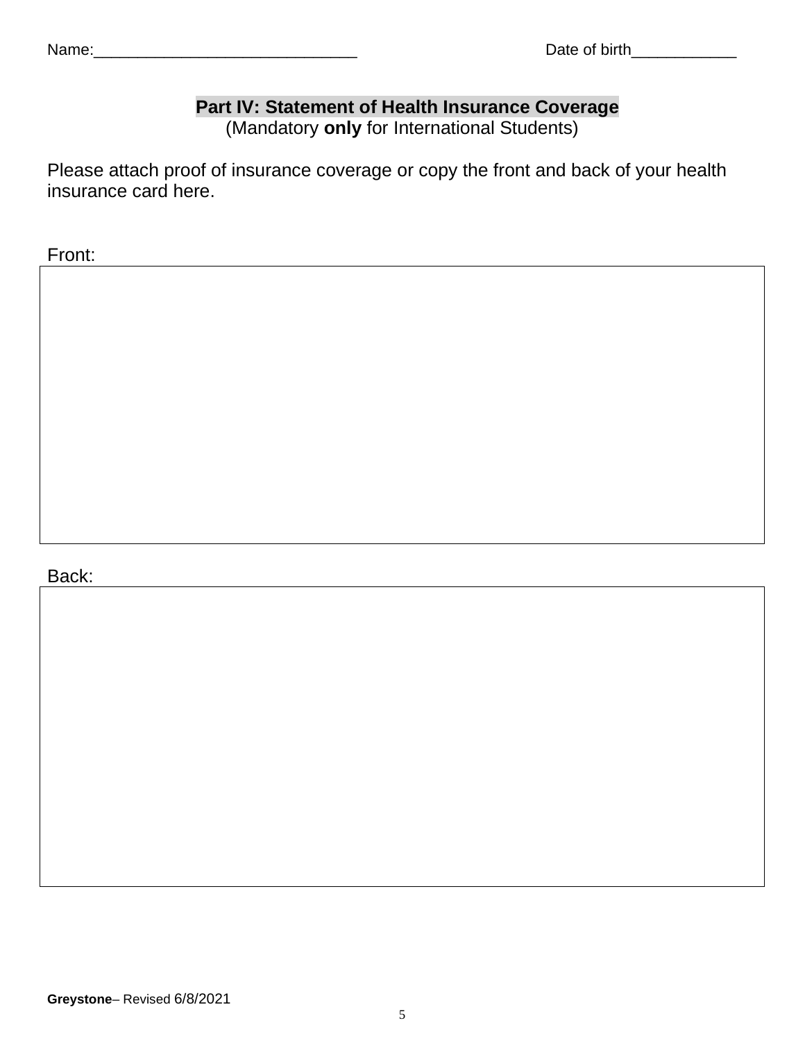Name:______________________________ Date of birth____________

## Part IV: Statement of Health Insurance Coverage

(Mandatory **only** for International Students)

Please attach proof of insurance coverage or copy the front and back of your health insurance card here.

Front:

Back:

**Greystone**– Revised 6/8/2021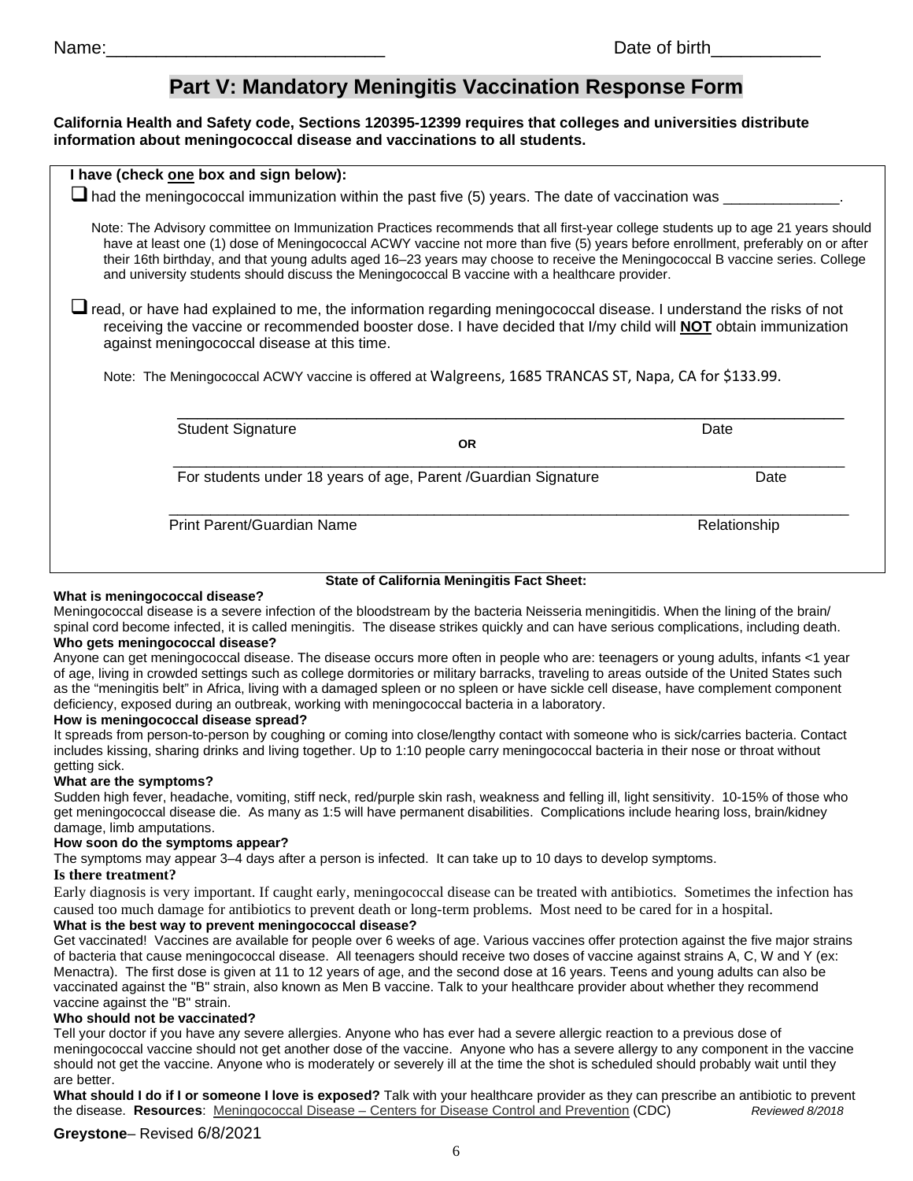Name:_____________________________ Date of birth___________

# Part V: Mandatory Meningitis Vaccination Response Form

**California Health and Safety code, Sections 120395-12399 requires that colleges and universities distribute information about meningococcal disease and vaccinations to all students.**

**I have (check one box and sign below):**

☐ had the meningococcal immunization within the past five (5) years. The date of vaccination was ______________.

Note: The Advisory committee on Immunization Practices recommends that all first-year college students up to age 21 years should have at least one (1) dose of Meningococcal ACWY vaccine not more than five (5) years before enrollment, preferably on or after their 16th birthday, and that young adults aged 16–23 years may choose to receive the Meningococcal B vaccine series. College and university students should discuss the Meningococcal B vaccine with a healthcare provider.

☐ read, or have had explained to me, the information regarding meningococcal disease. I understand the risks of not receiving the vaccine or recommended booster dose. I have decided that I/my child will **NOT** obtain immunization against meningococcal disease at this time.

Note: The Meningococcal ACWY vaccine is offered at Walgreens, 1685 TRANCAS ST, Napa, CA for $133.99.

_______________________________________________________________________________
Student Signature Date

**OR**

_______________________________________________________________________________
For students under 18 years of age, Parent /Guardian Signature Date

_______________________________________________________________________________
Print Parent/Guardian Name Relationship

**State of California Meningitis Fact Sheet:**

**What is meningococcal disease?**
Meningococcal disease is a severe infection of the bloodstream by the bacteria Neisseria meningitidis. When the lining of the brain/ spinal cord become infected, it is called meningitis. The disease strikes quickly and can have serious complications, including death.

**Who gets meningococcal disease?**
Anyone can get meningococcal disease. The disease occurs more often in people who are: teenagers or young adults, infants <1 year of age, living in crowded settings such as college dormitories or military barracks, traveling to areas outside of the United States such as the "meningitis belt" in Africa, living with a damaged spleen or no spleen or have sickle cell disease, have complement component deficiency, exposed during an outbreak, working with meningococcal bacteria in a laboratory.

**How is meningococcal disease spread?**
It spreads from person-to-person by coughing or coming into close/lengthy contact with someone who is sick/carries bacteria. Contact includes kissing, sharing drinks and living together. Up to 1:10 people carry meningococcal bacteria in their nose or throat without getting sick.

**What are the symptoms?**
Sudden high fever, headache, vomiting, stiff neck, red/purple skin rash, weakness and felling ill, light sensitivity. 10-15% of those who get meningococcal disease die. As many as 1:5 will have permanent disabilities. Complications include hearing loss, brain/kidney damage, limb amputations.

**How soon do the symptoms appear?**
The symptoms may appear 3–4 days after a person is infected. It can take up to 10 days to develop symptoms.

**Is there treatment?**
Early diagnosis is very important. If caught early, meningococcal disease can be treated with antibiotics. Sometimes the infection has caused too much damage for antibiotics to prevent death or long-term problems. Most need to be cared for in a hospital.

**What is the best way to prevent meningococcal disease?**
Get vaccinated! Vaccines are available for people over 6 weeks of age. Various vaccines offer protection against the five major strains of bacteria that cause meningococcal disease. All teenagers should receive two doses of vaccine against strains A, C, W and Y (ex: Menactra). The first dose is given at 11 to 12 years of age, and the second dose at 16 years. Teens and young adults can also be vaccinated against the "B" strain, also known as Men B vaccine. Talk to your healthcare provider about whether they recommend vaccine against the "B" strain.

**Who should not be vaccinated?**
Tell your doctor if you have any severe allergies. Anyone who has ever had a severe allergic reaction to a previous dose of meningococcal vaccine should not get another dose of the vaccine. Anyone who has a severe allergy to any component in the vaccine should not get the vaccine. Anyone who is moderately or severely ill at the time the shot is scheduled should probably wait until they are better.

**What should I do if I or someone I love is exposed?** Talk with your healthcare provider as they can prescribe an antibiotic to prevent the disease. **Resources**: Meningococcal Disease – Centers for Disease Control and Prevention (CDC) *Reviewed 8/2018*

**Greystone**– Revised 6/8/2021